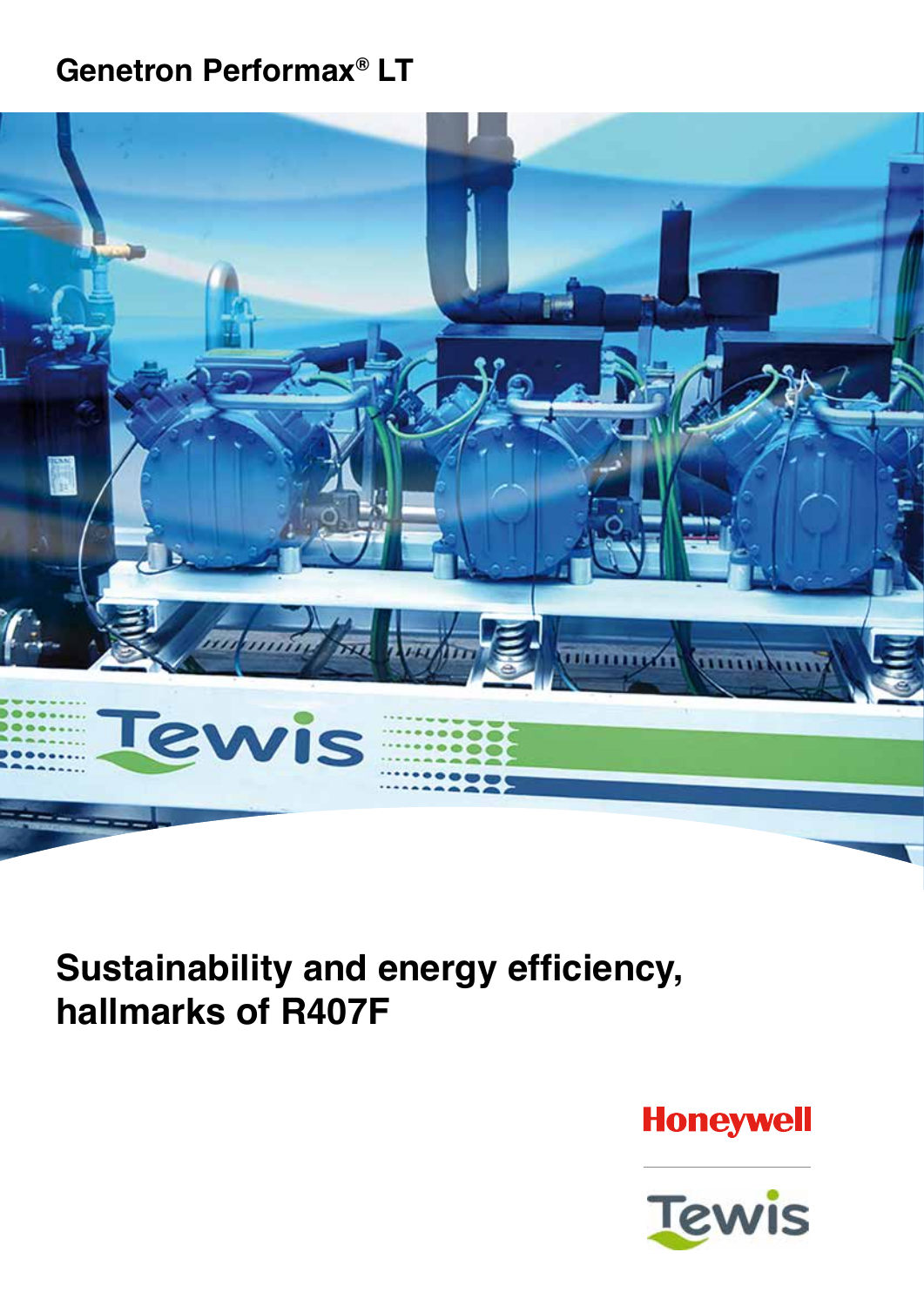Genetron Performax® LT

# Sustainability and energy efficiency, hallmarks of R407F

Honeywell

Tewis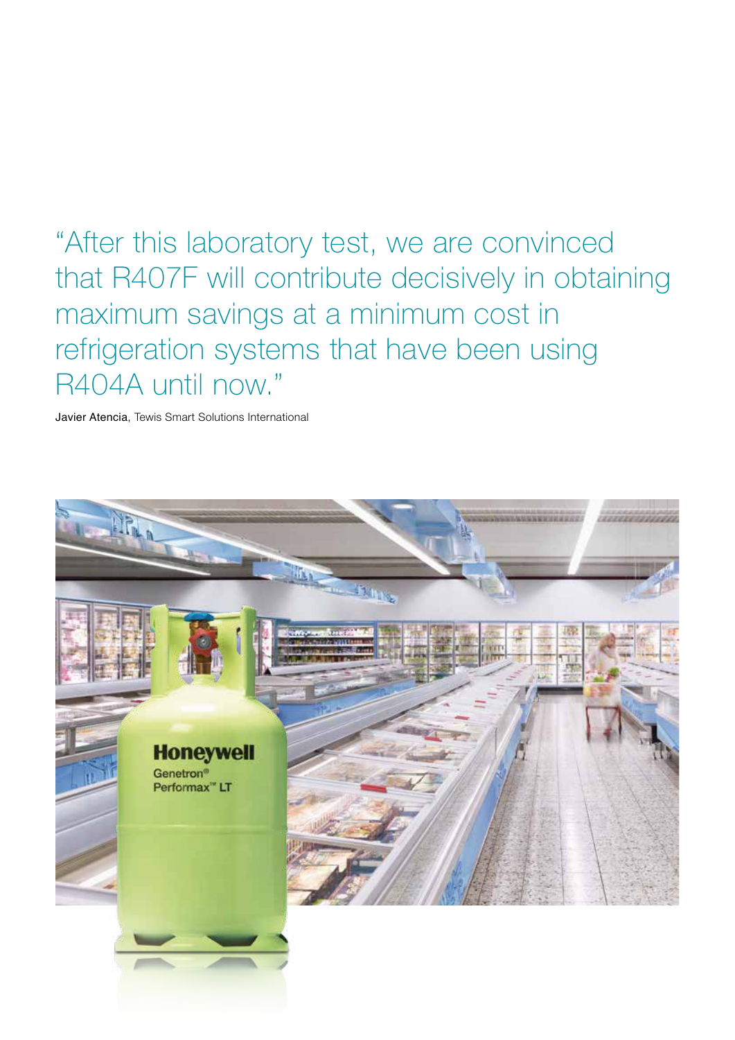"After this laboratory test, we are convinced that R407F will contribute decisively in obtaining maximum savings at a minimum cost in refrigeration systems that have been using R404A until now."

Javier Atencia, Tewis Smart Solutions International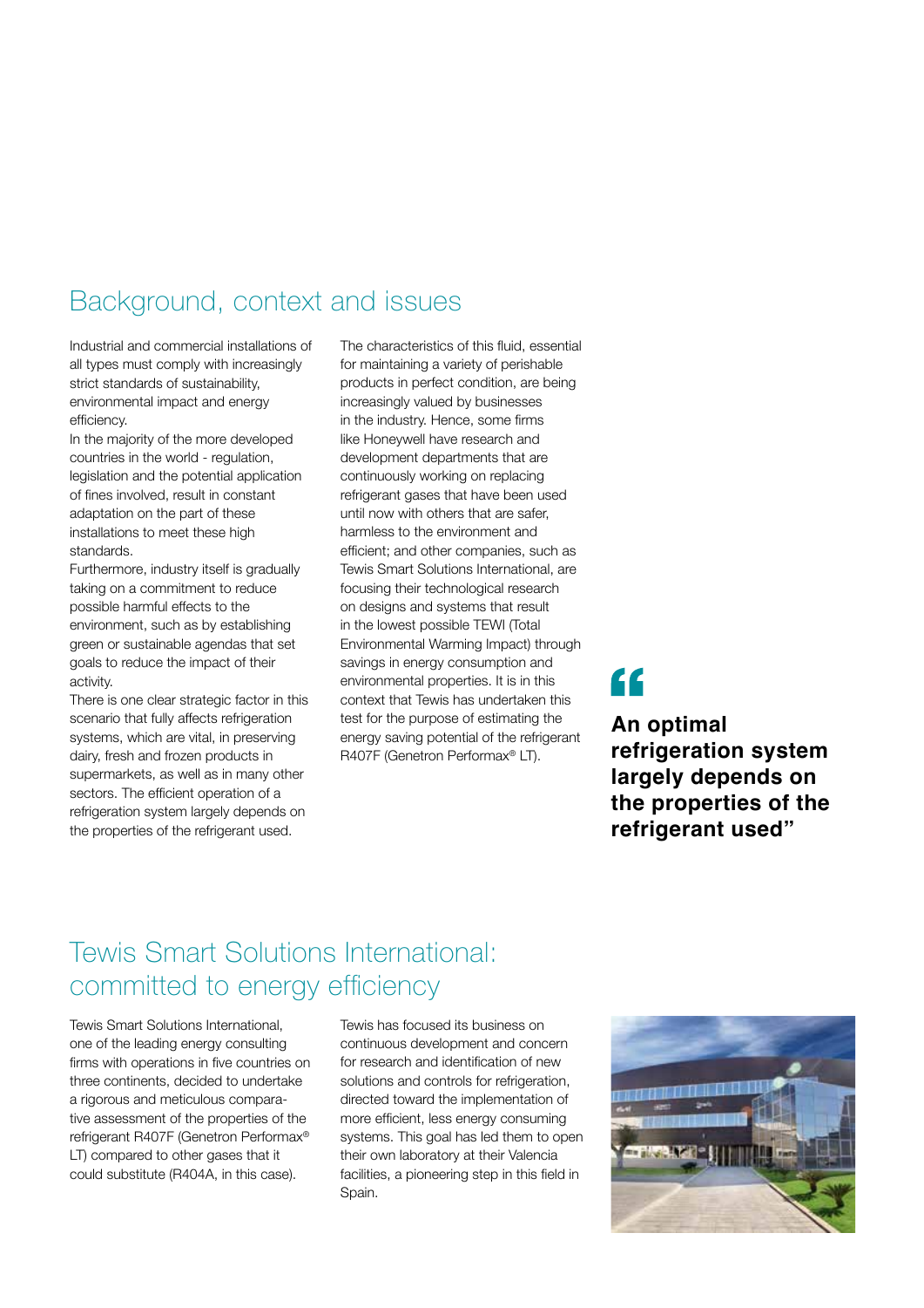## Background, context and issues

Industrial and commercial installations of all types must comply with increasingly strict standards of sustainability, environmental impact and energy efficiency.

In the majority of the more developed countries in the world - regulation, legislation and the potential application of fines involved, result in constant adaptation on the part of these installations to meet these high standards.

Furthermore, industry itself is gradually taking on a commitment to reduce possible harmful effects to the environment, such as by establishing green or sustainable agendas that set goals to reduce the impact of their activity.

There is one clear strategic factor in this scenario that fully affects refrigeration systems, which are vital, in preserving dairy, fresh and frozen products in supermarkets, as well as in many other sectors. The efficient operation of a refrigeration system largely depends on the properties of the refrigerant used.

The characteristics of this fluid, essential for maintaining a variety of perishable products in perfect condition, are being increasingly valued by businesses in the industry. Hence, some firms like Honeywell have research and development departments that are continuously working on replacing refrigerant gases that have been used until now with others that are safer, harmless to the environment and efficient; and other companies, such as Tewis Smart Solutions International, are focusing their technological research on designs and systems that result in the lowest possible TEWI (Total Environmental Warming Impact) through savings in energy consumption and environmental properties. It is in this context that Tewis has undertaken this test for the purpose of estimating the energy saving potential of the refrigerant R407F (Genetron Performax® LT).

> **"An optimal refrigeration system largely depends on the properties of the refrigerant used"**

## Tewis Smart Solutions International: committed to energy efficiency

Tewis Smart Solutions International, one of the leading energy consulting firms with operations in five countries on three continents, decided to undertake a rigorous and meticulous comparative assessment of the properties of the refrigerant R407F (Genetron Performax® LT) compared to other gases that it could substitute (R404A, in this case).

Tewis has focused its business on continuous development and concern for research and identification of new solutions and controls for refrigeration, directed toward the implementation of more efficient, less energy consuming systems. This goal has led them to open their own laboratory at their Valencia facilities, a pioneering step in this field in Spain.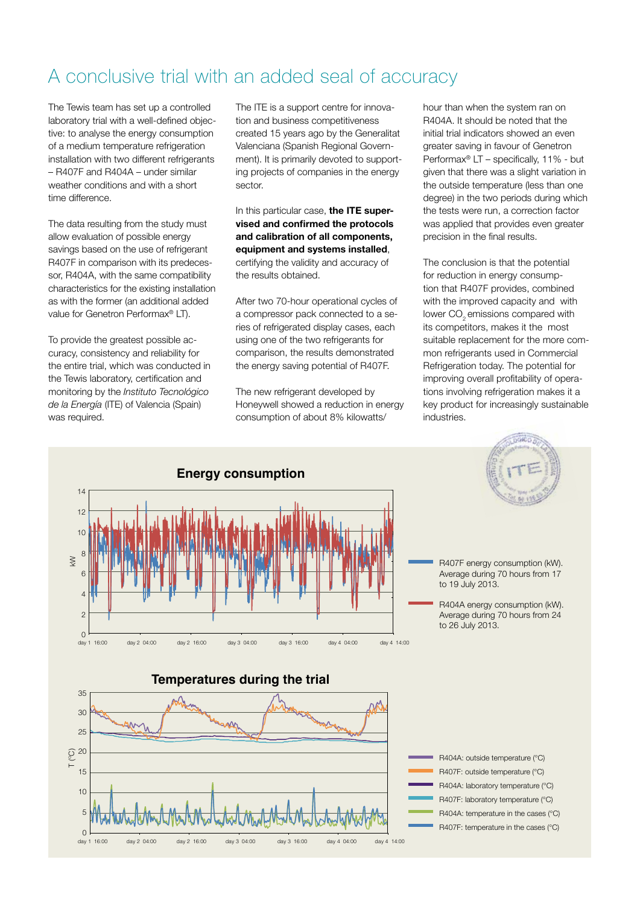# A conclusive trial with an added seal of accuracy

The Tewis team has set up a controlled laboratory trial with a well-defined objective: to analyse the energy consumption of a medium temperature refrigeration installation with two different refrigerants – R407F and R404A – under similar weather conditions and with a short time difference.

The data resulting from the study must allow evaluation of possible energy savings based on the use of refrigerant R407F in comparison with its predecessor, R404A, with the same compatibility characteristics for the existing installation as with the former (an additional added value for Genetron Performax® LT).

To provide the greatest possible accuracy, consistency and reliability for the entire trial, which was conducted in the Tewis laboratory, certification and monitoring by the *Instituto Tecnológico de la Energía* (ITE) of Valencia (Spain) was required.

The ITE is a support centre for innovation and business competitiveness created 15 years ago by the Generalitat Valenciana (Spanish Regional Government). It is primarily devoted to supporting projects of companies in the energy sector.

In this particular case, **the ITE supervised and confirmed the protocols and calibration of all components, equipment and systems installed**, certifying the validity and accuracy of the results obtained.

After two 70-hour operational cycles of a compressor pack connected to a series of refrigerated display cases, each using one of the two refrigerants for comparison, the results demonstrated the energy saving potential of R407F.

The new refrigerant developed by Honeywell showed a reduction in energy consumption of about 8% kilowatts/hour than when the system ran on R404A. It should be noted that the initial trial indicators showed an even greater saving in favour of Genetron Performax® LT – specifically, 11% - but given that there was a slight variation in the outside temperature (less than one degree) in the two periods during which the tests were run, a correction factor was applied that provides even greater precision in the final results.

The conclusion is that the potential for reduction in energy consumption that R407F provides, combined with the improved capacity and with lower $CO_2$ emissions compared with its competitors, makes it the most suitable replacement for the more common refrigerants used in Commercial Refrigeration today. The potential for improving overall profitability of operations involving refrigeration makes it a key product for increasingly sustainable industries.

**Energy consumption**

R407F energy consumption (kW). Average during 70 hours from 17 to 19 July 2013.

R404A energy consumption (kW). Average during 70 hours from 24 to 26 July 2013.

**Temperatures during the trial**

R404A: outside temperature (°C)
R407F: outside temperature (°C)
R404A: laboratory temperature (°C)
R407F: laboratory temperature (°C)
R404A: temperature in the cases (°C)
R407F: temperature in the cases (°C)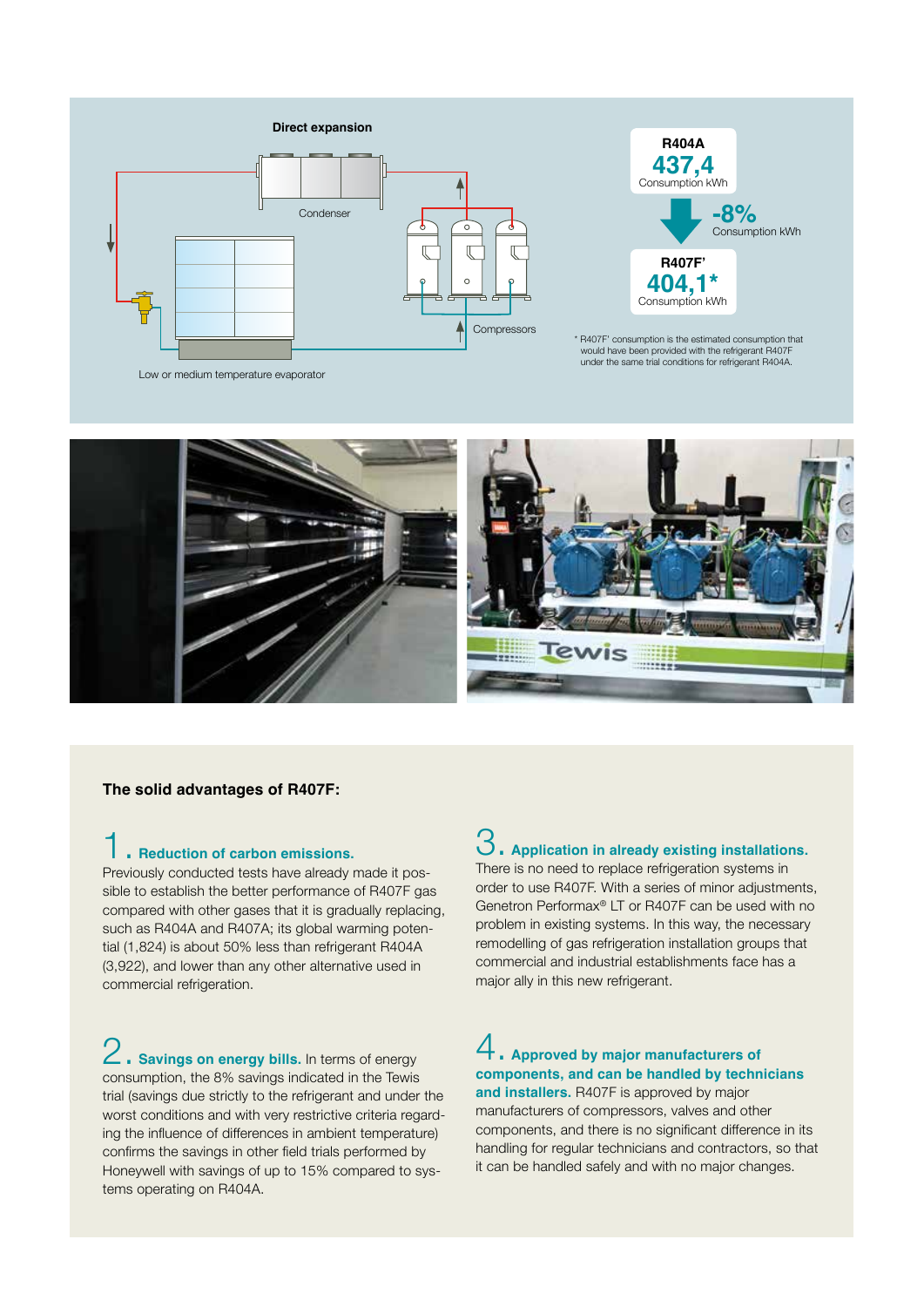**Direct expansion**

Condenser

Compressors

Low or medium temperature evaporator

**R404A**
**437,4**
Consumption kWh

**-8%**
Consumption kWh

**R407F'**
**404,1***
Consumption kWh

* R407F' consumption is the estimated consumption that would have been provided with the refrigerant R407F under the same trial conditions for refrigerant R404A.

## The solid advantages of R407F:

### 1. Reduction of carbon emissions.

Previously conducted tests have already made it possible to establish the better performance of R407F gas compared with other gases that it is gradually replacing, such as R404A and R407A; its global warming potential (1,824) is about 50% less than refrigerant R404A (3,922), and lower than any other alternative used in commercial refrigeration.

### 2. Savings on energy bills.

In terms of energy consumption, the 8% savings indicated in the Tewis trial (savings due strictly to the refrigerant and under the worst conditions and with very restrictive criteria regarding the influence of differences in ambient temperature) confirms the savings in other field trials performed by Honeywell with savings of up to 15% compared to systems operating on R404A.

### 3. Application in already existing installations.

There is no need to replace refrigeration systems in order to use R407F. With a series of minor adjustments, Genetron Performax® LT or R407F can be used with no problem in existing systems. In this way, the necessary remodelling of gas refrigeration installation groups that commercial and industrial establishments face has a major ally in this new refrigerant.

### 4. Approved by major manufacturers of components, and can be handled by technicians and installers.

R407F is approved by major manufacturers of compressors, valves and other components, and there is no significant difference in its handling for regular technicians and contractors, so that it can be handled safely and with no major changes.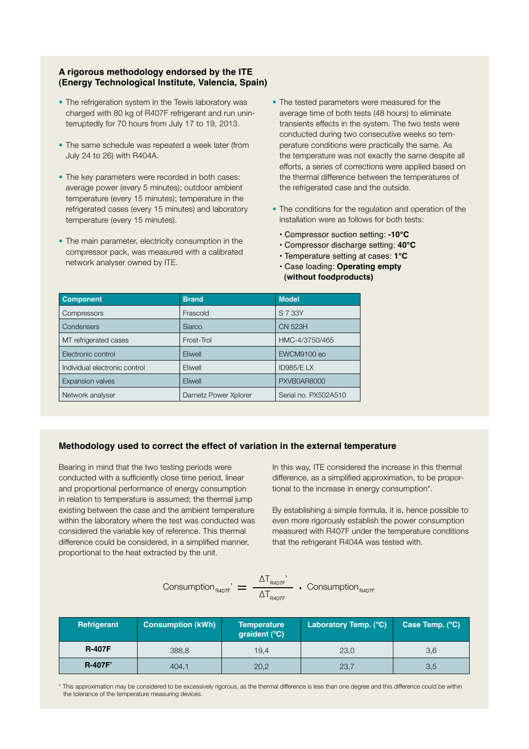### A rigorous methodology endorsed by the ITE (Energy Technological Institute, Valencia, Spain)

- The refrigeration system in the Tewis laboratory was charged with 80 kg of R407F refrigerant and run uninterruptedly for 70 hours from July 17 to 19, 2013.
- The same schedule was repeated a week later (from July 24 to 26) with R404A.
- The key parameters were recorded in both cases: average power (every 5 minutes); outdoor ambient temperature (every 15 minutes); temperature in the refrigerated cases (every 15 minutes) and laboratory temperature (every 15 minutes).
- The main parameter, electricity consumption in the compressor pack, was measured with a calibrated network analyser owned by ITE.
- The tested parameters were measured for the average time of both tests (48 hours) to eliminate transients effects in the system. The two tests were conducted during two consecutive weeks so temperature conditions were practically the same. As the temperature was not exactly the same despite all efforts, a series of corrections were applied based on the thermal difference between the temperatures of the refrigerated case and the outside.
- The conditions for the regulation and operation of the installation were as follows for both tests:
  - Compressor suction setting: **-10°C**
  - Compressor discharge setting: **40°C**
  - Temperature setting at cases: **1°C**
  - Case loading: **Operating empty (without foodproducts)**

| Component | Brand | Model |
|---|---|---|
| Compressors | Frascold | S 7 33Y |
| Condensers | Siarco | CN 523H |
| MT refrigerated cases | Frost-Trol | HMC-4/3750/465 |
| Electronic control | Eliwell | EWCM9100 eo |
| Individual electronic control | Eliwell | ID985/E LX |
| Expansion valves | Eliwell | PXVB0AR8000 |
| Network analyser | Darnetz Power Xplorer | Serial no. PX502A510 |

### Methodology used to correct the effect of variation in the external temperature

Bearing in mind that the two testing periods were conducted with a sufficiently close time period, linear and proportional performance of energy consumption in relation to temperature is assumed; the thermal jump existing between the case and the ambient temperature within the laboratory where the test was conducted was considered the variable key of reference. This thermal difference could be considered, in a simplified manner, proportional to the heat extracted by the unit.

In this way, ITE considered the increase in this thermal difference, as a simplified approximation, to be proportional to the increase in energy consumption*.

By establishing a simple formula, it is, hence possible to even more rigorously establish the power consumption measured with R407F under the temperature conditions that the refrigerant R404A was tested with.

$$\text{Consumption}_{R407F}' = \frac{\Delta T_{R407F}'}{\Delta T_{R407F}} \cdot \text{Consumption}_{R407F}$$

| Refrigerant | Consumption (kWh) | Temperature graident (°C) | Laboratory Temp. (°C) | Case Temp. (°C) |
|---|---|---|---|---|
| **R-407F** | 388,8 | 19,4 | 23,0 | 3,6 |
| **R-407F'** | 404,1 | 20,2 | 23,7 | 3,5 |

\* This approximation may be considered to be excessively rigorous, as the thermal difference is less than one degree and this difference could be within the tolerance of the temperature measuring devices.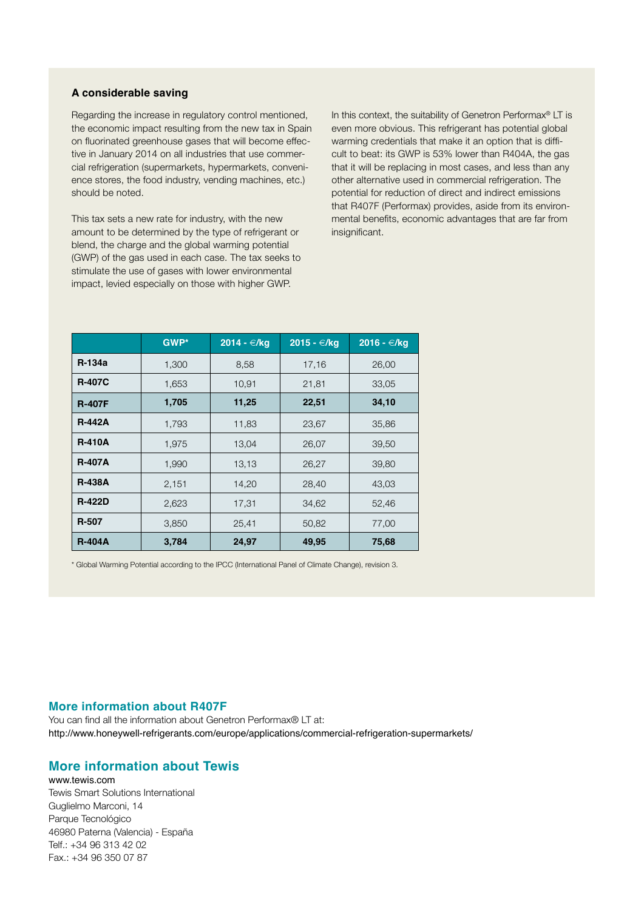### A considerable saving

Regarding the increase in regulatory control mentioned, the economic impact resulting from the new tax in Spain on fluorinated greenhouse gases that will become effective in January 2014 on all industries that use commercial refrigeration (supermarkets, hypermarkets, convenience stores, the food industry, vending machines, etc.) should be noted.

This tax sets a new rate for industry, with the new amount to be determined by the type of refrigerant or blend, the charge and the global warming potential (GWP) of the gas used in each case. The tax seeks to stimulate the use of gases with lower environmental impact, levied especially on those with higher GWP.

In this context, the suitability of Genetron Performax® LT is even more obvious. This refrigerant has potential global warming credentials that make it an option that is difficult to beat: its GWP is 53% lower than R404A, the gas that it will be replacing in most cases, and less than any other alternative used in commercial refrigeration. The potential for reduction of direct and indirect emissions that R407F (Performax) provides, aside from its environmental benefits, economic advantages that are far from insignificant.

| | GWP* | 2014 - €/kg | 2015 - €/kg | 2016 - €/kg |
|---|---|---|---|---|
| **R-134a** | 1,300 | 8,58 | 17,16 | 26,00 |
| **R-407C** | 1,653 | 10,91 | 21,81 | 33,05 |
| **R-407F** | **1,705** | **11,25** | **22,51** | **34,10** |
| **R-442A** | 1,793 | 11,83 | 23,67 | 35,86 |
| **R-410A** | 1,975 | 13,04 | 26,07 | 39,50 |
| **R-407A** | 1,990 | 13,13 | 26,27 | 39,80 |
| **R-438A** | 2,151 | 14,20 | 28,40 | 43,03 |
| **R-422D** | 2,623 | 17,31 | 34,62 | 52,46 |
| **R-507** | 3,850 | 25,41 | 50,82 | 77,00 |
| **R-404A** | **3,784** | **24,97** | **49,95** | **75,68** |

* Global Warming Potential according to the IPCC (International Panel of Climate Change), revision 3.

## More information about R407F

You can find all the information about Genetron Performax® LT at:
http://www.honeywell-refrigerants.com/europe/applications/commercial-refrigeration-supermarkets/

## More information about Tewis

www.tewis.com
Tewis Smart Solutions International
Guglielmo Marconi, 14
Parque Tecnológico
46980 Paterna (Valencia) - España
Telf.: +34 96 313 42 02
Fax.: +34 96 350 07 87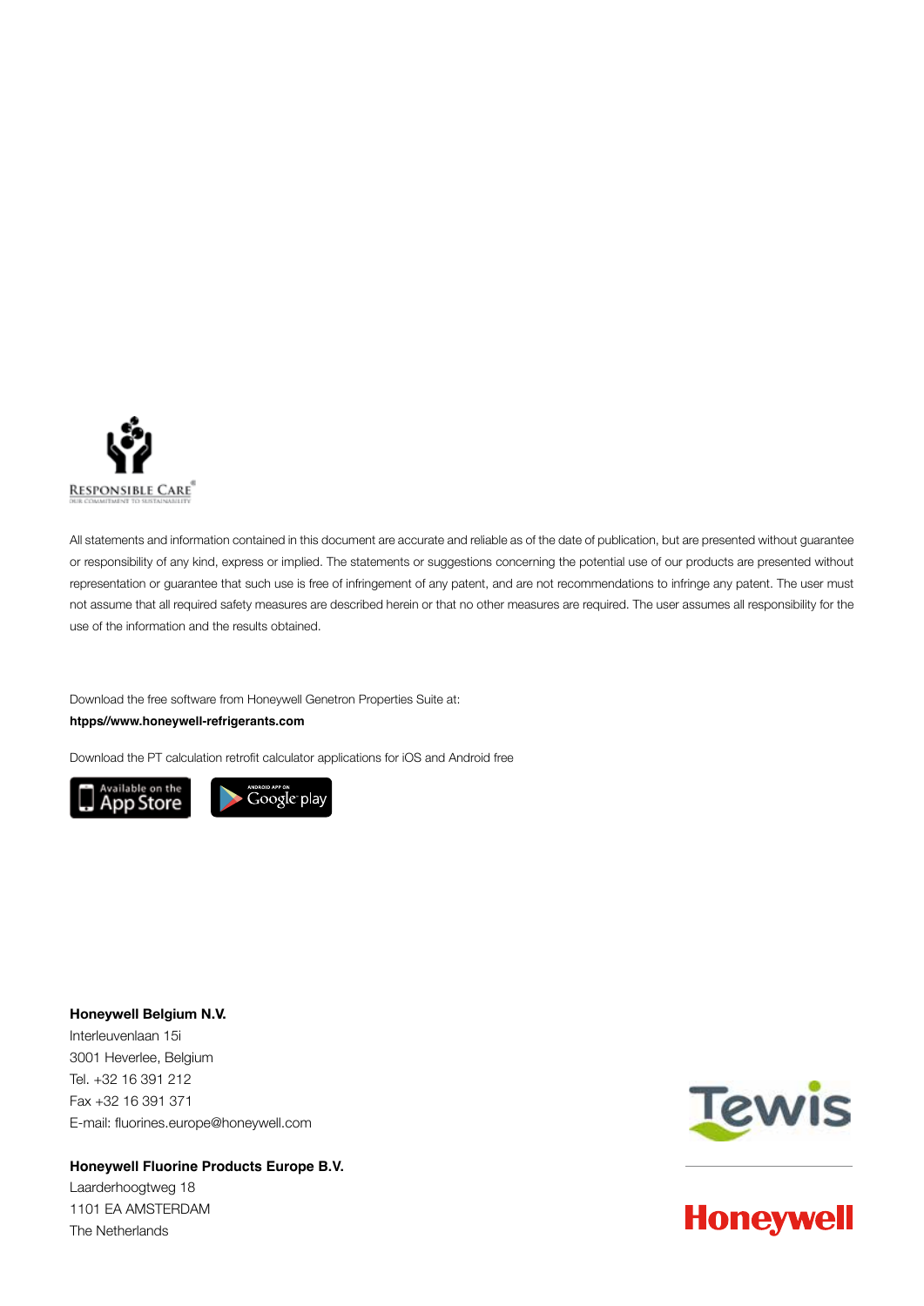RESPONSIBLE CARE®
OUR COMMITMENT TO SUSTAINABILITY

All statements and information contained in this document are accurate and reliable as of the date of publication, but are presented without guarantee or responsibility of any kind, express or implied. The statements or suggestions concerning the potential use of our products are presented without representation or guarantee that such use is free of infringement of any patent, and are not recommendations to infringe any patent. The user must not assume that all required safety measures are described herein or that no other measures are required. The user assumes all responsibility for the use of the information and the results obtained.

Download the free software from Honeywell Genetron Properties Suite at:
**htpps//www.honeywell-refrigerants.com**

Download the PT calculation retrofit calculator applications for iOS and Android free

Available on the App Store

ANDROID APP ON Google play

**Honeywell Belgium N.V.**
Interleuvenlaan 15i
3001 Heverlee, Belgium
Tel. +32 16 391 212
Fax +32 16 391 371
E-mail: fluorines.europe@honeywell.com

**Honeywell Fluorine Products Europe B.V.**
Laarderhoogtweg 18
1101 EA AMSTERDAM
The Netherlands

Tewis

Honeywell